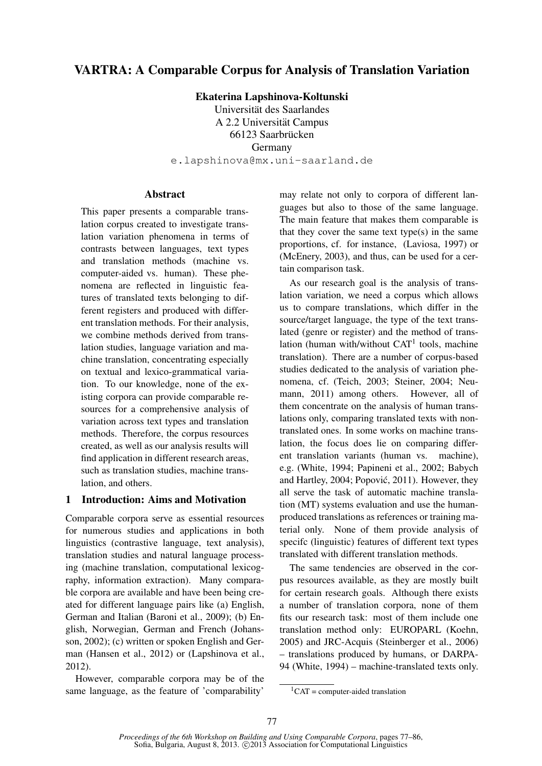# VARTRA: A Comparable Corpus for Analysis of Translation Variation

**Ekaterina Lapshinova-Koltunski**
Universität des Saarlandes
A 2.2 Universität Campus
66123 Saarbrücken
Germany
e.lapshinova@mx.uni-saarland.de

## Abstract

This paper presents a comparable translation corpus created to investigate translation variation phenomena in terms of contrasts between languages, text types and translation methods (machine vs. computer-aided vs. human). These phenomena are reflected in linguistic features of translated texts belonging to different registers and produced with different translation methods. For their analysis, we combine methods derived from translation studies, language variation and machine translation, concentrating especially on textual and lexico-grammatical variation. To our knowledge, none of the existing corpora can provide comparable resources for a comprehensive analysis of variation across text types and translation methods. Therefore, the corpus resources created, as well as our analysis results will find application in different research areas, such as translation studies, machine translation, and others.

## 1 Introduction: Aims and Motivation

Comparable corpora serve as essential resources for numerous studies and applications in both linguistics (contrastive language, text analysis), translation studies and natural language processing (machine translation, computational lexicography, information extraction). Many comparable corpora are available and have been being created for different language pairs like (a) English, German and Italian (Baroni et al., 2009); (b) English, Norwegian, German and French (Johansson, 2002); (c) written or spoken English and German (Hansen et al., 2012) or (Lapshinova et al., 2012).

However, comparable corpora may be of the same language, as the feature of 'comparability' may relate not only to corpora of different languages but also to those of the same language. The main feature that makes them comparable is that they cover the same text type(s) in the same proportions, cf. for instance, (Laviosa, 1997) or (McEnery, 2003), and thus, can be used for a certain comparison task.

As our research goal is the analysis of translation variation, we need a corpus which allows us to compare translations, which differ in the source/target language, the type of the text translated (genre or register) and the method of translation (human with/without CAT[1] tools, machine translation). There are a number of corpus-based studies dedicated to the analysis of variation phenomena, cf. (Teich, 2003; Steiner, 2004; Neumann, 2011) among others. However, all of them concentrate on the analysis of human translations only, comparing translated texts with non-translated ones. In some works on machine translation, the focus does lie on comparing different translation variants (human vs. machine), e.g. (White, 1994; Papineni et al., 2002; Babych and Hartley, 2004; Popović, 2011). However, they all serve the task of automatic machine translation (MT) systems evaluation and use the human-produced translations as references or training material only. None of them provide analysis of specifc (linguistic) features of different text types translated with different translation methods.

The same tendencies are observed in the corpus resources available, as they are mostly built for certain research goals. Although there exists a number of translation corpora, none of them fits our research task: most of them include one translation method only: EUROPARL (Koehn, 2005) and JRC-Acquis (Steinberger et al., 2006) – translations produced by humans, or DARPA-94 (White, 1994) – machine-translated texts only.

[1] CAT = computer-aided translation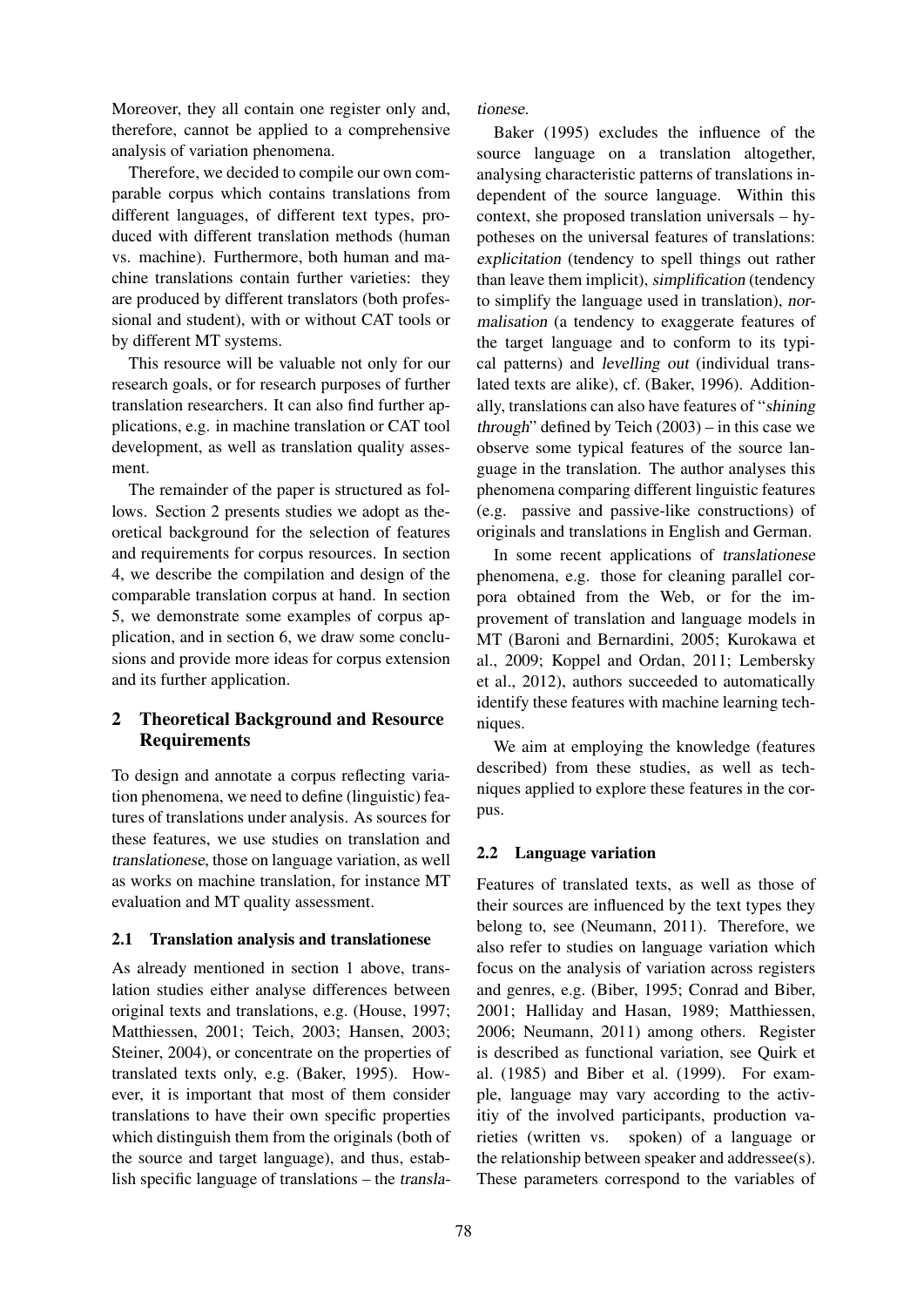Moreover, they all contain one register only and, therefore, cannot be applied to a comprehensive analysis of variation phenomena.

Therefore, we decided to compile our own comparable corpus which contains translations from different languages, of different text types, produced with different translation methods (human vs. machine). Furthermore, both human and machine translations contain further varieties: they are produced by different translators (both professional and student), with or without CAT tools or by different MT systems.

This resource will be valuable not only for our research goals, or for research purposes of further translation researchers. It can also find further applications, e.g. in machine translation or CAT tool development, as well as translation quality assessment.

The remainder of the paper is structured as follows. Section 2 presents studies we adopt as theoretical background for the selection of features and requirements for corpus resources. In section 4, we describe the compilation and design of the comparable translation corpus at hand. In section 5, we demonstrate some examples of corpus application, and in section 6, we draw some conclusions and provide more ideas for corpus extension and its further application.

## 2 Theoretical Background and Resource Requirements

To design and annotate a corpus reflecting variation phenomena, we need to define (linguistic) features of translations under analysis. As sources for these features, we use studies on translation and *translationese*, those on language variation, as well as works on machine translation, for instance MT evaluation and MT quality assessment.

### 2.1 Translation analysis and translationese

As already mentioned in section 1 above, translation studies either analyse differences between original texts and translations, e.g. (House, 1997; Matthiessen, 2001; Teich, 2003; Hansen, 2003; Steiner, 2004), or concentrate on the properties of translated texts only, e.g. (Baker, 1995). However, it is important that most of them consider translations to have their own specific properties which distinguish them from the originals (both of the source and target language), and thus, establish specific language of translations – the *translationese*.

Baker (1995) excludes the influence of the source language on a translation altogether, analysing characteristic patterns of translations independent of the source language. Within this context, she proposed translation universals – hypotheses on the universal features of translations: *explicitation* (tendency to spell things out rather than leave them implicit), *simplification* (tendency to simplify the language used in translation), *normalisation* (a tendency to exaggerate features of the target language and to conform to its typical patterns) and *levelling out* (individual translated texts are alike), cf. (Baker, 1996). Additionally, translations can also have features of "*shining through*" defined by Teich (2003) – in this case we observe some typical features of the source language in the translation. The author analyses this phenomena comparing different linguistic features (e.g. passive and passive-like constructions) of originals and translations in English and German.

In some recent applications of *translationese* phenomena, e.g. those for cleaning parallel corpora obtained from the Web, or for the improvement of translation and language models in MT (Baroni and Bernardini, 2005; Kurokawa et al., 2009; Koppel and Ordan, 2011; Lembersky et al., 2012), authors succeeded to automatically identify these features with machine learning techniques.

We aim at employing the knowledge (features described) from these studies, as well as techniques applied to explore these features in the corpus.

### 2.2 Language variation

Features of translated texts, as well as those of their sources are influenced by the text types they belong to, see (Neumann, 2011). Therefore, we also refer to studies on language variation which focus on the analysis of variation across registers and genres, e.g. (Biber, 1995; Conrad and Biber, 2001; Halliday and Hasan, 1989; Matthiessen, 2006; Neumann, 2011) among others. Register is described as functional variation, see Quirk et al. (1985) and Biber et al. (1999). For example, language may vary according to the activitiy of the involved participants, production varieties (written vs. spoken) of a language or the relationship between speaker and addressee(s). These parameters correspond to the variables of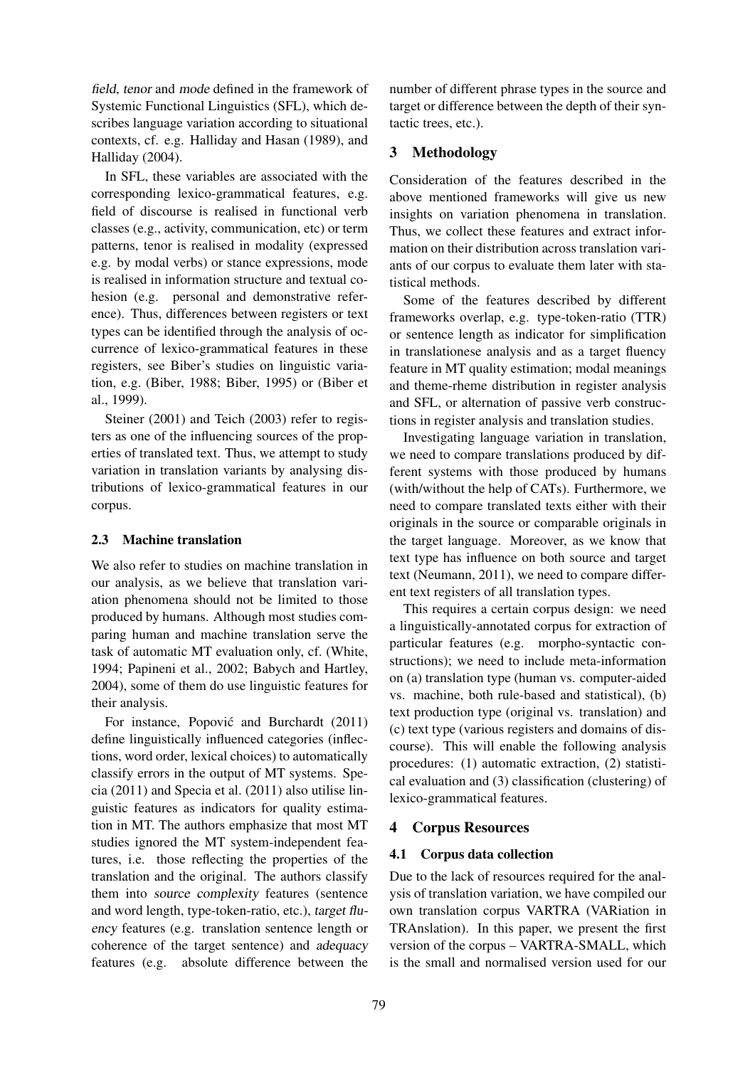*field*, *tenor* and *mode* defined in the framework of Systemic Functional Linguistics (SFL), which describes language variation according to situational contexts, cf. e.g. Halliday and Hasan (1989), and Halliday (2004).

In SFL, these variables are associated with the corresponding lexico-grammatical features, e.g. field of discourse is realised in functional verb classes (e.g., activity, communication, etc) or term patterns, tenor is realised in modality (expressed e.g. by modal verbs) or stance expressions, mode is realised in information structure and textual cohesion (e.g. personal and demonstrative reference). Thus, differences between registers or text types can be identified through the analysis of occurrence of lexico-grammatical features in these registers, see Biber's studies on linguistic variation, e.g. (Biber, 1988; Biber, 1995) or (Biber et al., 1999).

Steiner (2001) and Teich (2003) refer to registers as one of the influencing sources of the properties of translated text. Thus, we attempt to study variation in translation variants by analysing distributions of lexico-grammatical features in our corpus.

### 2.3 Machine translation

We also refer to studies on machine translation in our analysis, as we believe that translation variation phenomena should not be limited to those produced by humans. Although most studies comparing human and machine translation serve the task of automatic MT evaluation only, cf. (White, 1994; Papineni et al., 2002; Babych and Hartley, 2004), some of them do use linguistic features for their analysis.

For instance, Popović and Burchardt (2011) define linguistically influenced categories (inflections, word order, lexical choices) to automatically classify errors in the output of MT systems. Specia (2011) and Specia et al. (2011) also utilise linguistic features as indicators for quality estimation in MT. The authors emphasize that most MT studies ignored the MT system-independent features, i.e. those reflecting the properties of the translation and the original. The authors classify them into *source complexity* features (sentence and word length, type-token-ratio, etc.), *target fluency* features (e.g. translation sentence length or coherence of the target sentence) and *adequacy* features (e.g. absolute difference between the number of different phrase types in the source and target or difference between the depth of their syntactic trees, etc.).

## 3 Methodology

Consideration of the features described in the above mentioned frameworks will give us new insights on variation phenomena in translation. Thus, we collect these features and extract information on their distribution across translation variants of our corpus to evaluate them later with statistical methods.

Some of the features described by different frameworks overlap, e.g. type-token-ratio (TTR) or sentence length as indicator for simplification in translationese analysis and as a target fluency feature in MT quality estimation; modal meanings and theme-rheme distribution in register analysis and SFL, or alternation of passive verb constructions in register analysis and translation studies.

Investigating language variation in translation, we need to compare translations produced by different systems with those produced by humans (with/without the help of CATs). Furthermore, we need to compare translated texts either with their originals in the source or comparable originals in the target language. Moreover, as we know that text type has influence on both source and target text (Neumann, 2011), we need to compare different text registers of all translation types.

This requires a certain corpus design: we need a linguistically-annotated corpus for extraction of particular features (e.g. morpho-syntactic constructions); we need to include meta-information on (a) translation type (human vs. computer-aided vs. machine, both rule-based and statistical), (b) text production type (original vs. translation) and (c) text type (various registers and domains of discourse). This will enable the following analysis procedures: (1) automatic extraction, (2) statistical evaluation and (3) classification (clustering) of lexico-grammatical features.

## 4 Corpus Resources

### 4.1 Corpus data collection

Due to the lack of resources required for the analysis of translation variation, we have compiled our own translation corpus VARTRA (VARiation in TRAnslation). In this paper, we present the first version of the corpus – VARTRA-SMALL, which is the small and normalised version used for our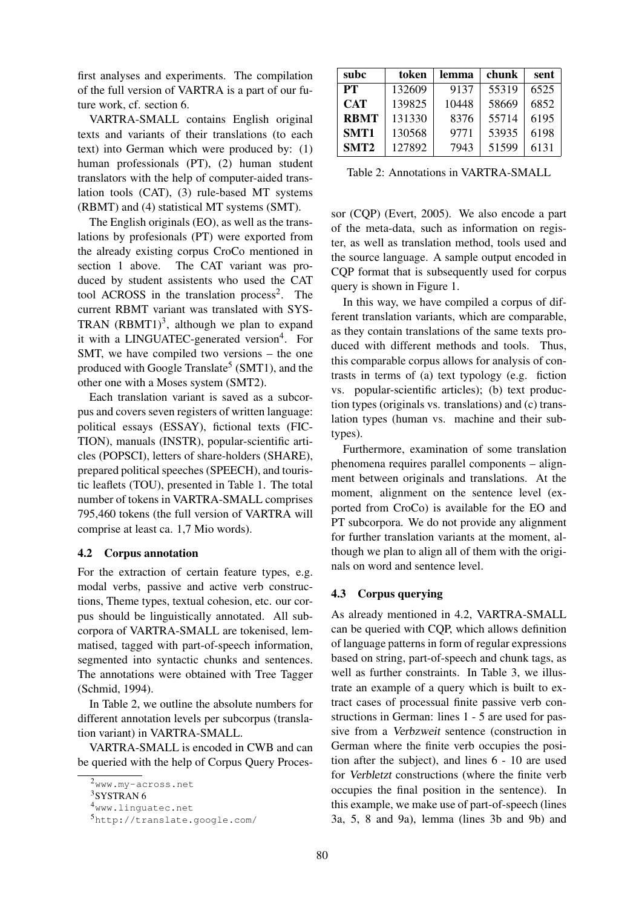first analyses and experiments. The compilation of the full version of VARTRA is a part of our future work, cf. section 6.

VARTRA-SMALL contains English original texts and variants of their translations (to each text) into German which were produced by: (1) human professionals (PT), (2) human student translators with the help of computer-aided translation tools (CAT), (3) rule-based MT systems (RBMT) and (4) statistical MT systems (SMT).

The English originals (EO), as well as the translations by profesionals (PT) were exported from the already existing corpus CroCo mentioned in section 1 above. The CAT variant was produced by student assistents who used the CAT tool ACROSS in the translation process[2]. The current RBMT variant was translated with SYSTRAN (RBMT1)[3], although we plan to expand it with a LINGUATEC-generated version[4]. For SMT, we have compiled two versions – the one produced with Google Translate[5] (SMT1), and the other one with a Moses system (SMT2).

Each translation variant is saved as a subcorpus and covers seven registers of written language: political essays (ESSAY), fictional texts (FICTION), manuals (INSTR), popular-scientific articles (POPSCI), letters of share-holders (SHARE), prepared political speeches (SPEECH), and touristic leaflets (TOU), presented in Table 1. The total number of tokens in VARTRA-SMALL comprises 795,460 tokens (the full version of VARTRA will comprise at least ca. 1,7 Mio words).

### 4.2 Corpus annotation

For the extraction of certain feature types, e.g. modal verbs, passive and active verb constructions, Theme types, textual cohesion, etc. our corpus should be linguistically annotated. All subcorpora of VARTRA-SMALL are tokenised, lemmatised, tagged with part-of-speech information, segmented into syntactic chunks and sentences. The annotations were obtained with Tree Tagger (Schmid, 1994).

In Table 2, we outline the absolute numbers for different annotation levels per subcorpus (translation variant) in VARTRA-SMALL.

VARTRA-SMALL is encoded in CWB and can be queried with the help of Corpus Query Processor (CQP) (Evert, 2005). We also encode a part of the meta-data, such as information on register, as well as translation method, tools used and the source language. A sample output encoded in CQP format that is subsequently used for corpus query is shown in Figure 1.

| subc | token | lemma | chunk | sent |
|---|---|---|---|---|
| **PT** | 132609 | 9137 | 55319 | 6525 |
| **CAT** | 139825 | 10448 | 58669 | 6852 |
| **RBMT** | 131330 | 8376 | 55714 | 6195 |
| **SMT1** | 130568 | 9771 | 53935 | 6198 |
| **SMT2** | 127892 | 7943 | 51599 | 6131 |

Table 2: Annotations in VARTRA-SMALL

In this way, we have compiled a corpus of different translation variants, which are comparable, as they contain translations of the same texts produced with different methods and tools. Thus, this comparable corpus allows for analysis of contrasts in terms of (a) text typology (e.g. fiction vs. popular-scientific articles); (b) text production types (originals vs. translations) and (c) translation types (human vs. machine and their subtypes).

Furthermore, examination of some translation phenomena requires parallel components – alignment between originals and translations. At the moment, alignment on the sentence level (exported from CroCo) is available for the EO and PT subcorpora. We do not provide any alignment for further translation variants at the moment, although we plan to align all of them with the originals on word and sentence level.

### 4.3 Corpus querying

As already mentioned in 4.2, VARTRA-SMALL can be queried with CQP, which allows definition of language patterns in form of regular expressions based on string, part-of-speech and chunk tags, as well as further constraints. In Table 3, we illustrate an example of a query which is built to extract cases of processual finite passive verb constructions in German: lines 1 - 5 are used for passive from a *Verbzweit* sentence (construction in German where the finite verb occupies the position after the subject), and lines 6 - 10 are used for *Verbletzt* constructions (where the finite verb occupies the final position in the sentence). In this example, we make use of part-of-speech (lines 3a, 5, 8 and 9a), lemma (lines 3b and 9b) and

[2] www.my-across.net

[3] SYSTRAN 6

[4] www.linguatec.net

[5] http://translate.google.com/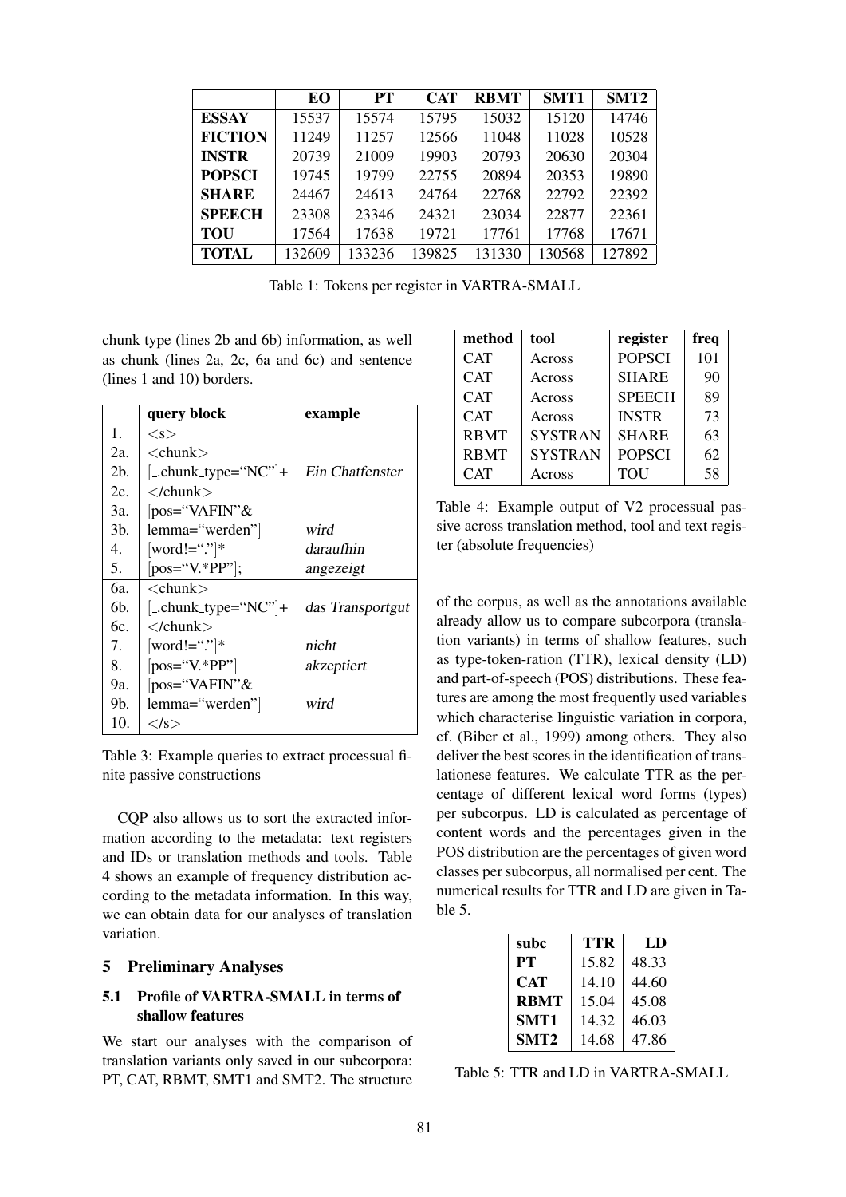| | EO | PT | CAT | RBMT | SMT1 | SMT2 |
|---|---|---|---|---|---|---|
| **ESSAY** | 15537 | 15574 | 15795 | 15032 | 15120 | 14746 |
| **FICTION** | 11249 | 11257 | 12566 | 11048 | 11028 | 10528 |
| **INSTR** | 20739 | 21009 | 19903 | 20793 | 20630 | 20304 |
| **POPSCI** | 19745 | 19799 | 22755 | 20894 | 20353 | 19890 |
| **SHARE** | 24467 | 24613 | 24764 | 22768 | 22792 | 22392 |
| **SPEECH** | 23308 | 23346 | 24321 | 23034 | 22877 | 22361 |
| **TOU** | 17564 | 17638 | 19721 | 17761 | 17768 | 17671 |
| **TOTAL** | 132609 | 133236 | 139825 | 131330 | 130568 | 127892 |

Table 1: Tokens per register in VARTRA-SMALL

chunk type (lines 2b and 6b) information, as well as chunk (lines 2a, 2c, 6a and 6c) and sentence (lines 1 and 10) borders.

| | query block | example |
|---|---|---|
| 1. | <s> | |
| 2a. | <chunk> | |
| 2b. | [_chunk_type="NC"]+ | *Ein Chatfenster* |
| 2c. | </chunk> | |
| 3a. | [pos="VAFIN"& | |
| 3b. | lemma="werden"] | *wird* |
| 4. | [word!="."]* | *daraufhin* |
| 5. | [pos="V.*PP"]; | *angezeigt* |
| 6a. | <chunk> | |
| 6b. | [_chunk_type="NC"]+ | *das Transportgut* |
| 6c. | </chunk> | |
| 7. | [word!="."]* | *nicht* |
| 8. | [pos="V.*PP"] | *akzeptiert* |
| 9a. | [pos="VAFIN"& | |
| 9b. | lemma="werden"] | *wird* |
| 10. | </s> | |

Table 3: Example queries to extract processual finite passive constructions

CQP also allows us to sort the extracted information according to the metadata: text registers and IDs or translation methods and tools. Table 4 shows an example of frequency distribution according to the metadata information. In this way, we can obtain data for our analyses of translation variation.

## 5 Preliminary Analyses

### 5.1 Profile of VARTRA-SMALL in terms of shallow features

We start our analyses with the comparison of translation variants only saved in our subcorpora: PT, CAT, RBMT, SMT1 and SMT2. The structure of the corpus, as well as the annotations available already allow us to compare subcorpora (translation variants) in terms of shallow features, such as type-token-ration (TTR), lexical density (LD) and part-of-speech (POS) distributions. These features are among the most frequently used variables which characterise linguistic variation in corpora, cf. (Biber et al., 1999) among others. They also deliver the best scores in the identification of translationese features. We calculate TTR as the percentage of different lexical word forms (types) per subcorpus. LD is calculated as percentage of content words and the percentages given in the POS distribution are the percentages of given word classes per subcorpus, all normalised per cent. The numerical results for TTR and LD are given in Table 5.

| method | tool | register | freq |
|---|---|---|---|
| CAT | Across | POPSCI | 101 |
| CAT | Across | SHARE | 90 |
| CAT | Across | SPEECH | 89 |
| CAT | Across | INSTR | 73 |
| RBMT | SYSTRAN | SHARE | 63 |
| RBMT | SYSTRAN | POPSCI | 62 |
| CAT | Across | TOU | 58 |

Table 4: Example output of V2 processual passive across translation method, tool and text register (absolute frequencies)

| subc | TTR | LD |
|---|---|---|
| **PT** | 15.82 | 48.33 |
| **CAT** | 14.10 | 44.60 |
| **RBMT** | 15.04 | 45.08 |
| **SMT1** | 14.32 | 46.03 |
| **SMT2** | 14.68 | 47.86 |

Table 5: TTR and LD in VARTRA-SMALL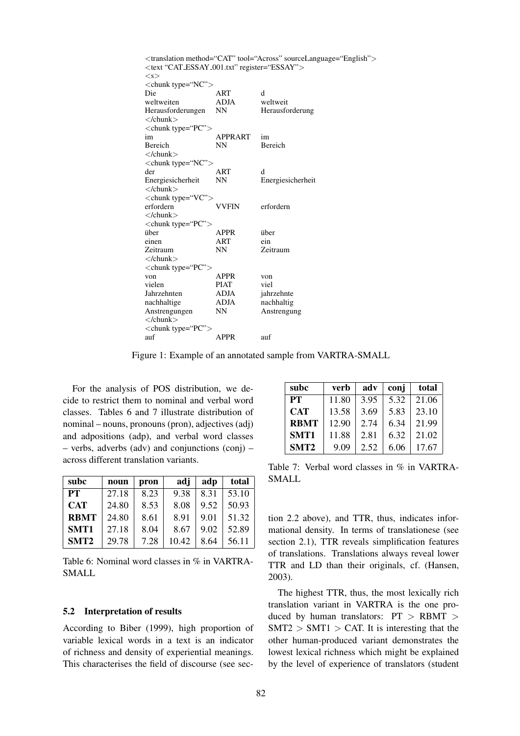```
<translation method="CAT" tool="Across" sourceLanguage="English">
<text "CAT_ESSAY_001.txt" register="ESSAY">
<s>
<chunk type="NC">
Die                 ART        d
weltweiten          ADJA       weltweit
Herausforderungen   NN         Herausforderung
</chunk>
<chunk type="PC">
im                  APPRART    im
Bereich             NN         Bereich
</chunk>
<chunk type="NC">
der                 ART        d
Energiesicherheit   NN         Energiesicherheit
</chunk>
<chunk type="VC">
erfordern           VVFIN      erfordern
</chunk>
<chunk type="PC">
über                APPR       über
einen               ART        ein
Zeitraum            NN         Zeitraum
</chunk>
<chunk type="PC">
von                 APPR       von
vielen              PIAT       viel
Jahrzehnten         ADJA       jahrzehnte
nachhaltige         ADJA       nachhaltig
Anstrengungen       NN         Anstrengung
</chunk>
<chunk type="PC">
auf                 APPR       auf
```

Figure 1: Example of an annotated sample from VARTRA-SMALL

For the analysis of POS distribution, we decide to restrict them to nominal and verbal word classes. Tables 6 and 7 illustrate distribution of nominal – nouns, pronouns (pron), adjectives (adj) and adpositions (adp), and verbal word classes – verbs, adverbs (adv) and conjunctions (conj) – across different translation variants.

| subc | noun | pron | adj | adp | total |
|---|---|---|---|---|---|
| **PT** | 27.18 | 8.23 | 9.38 | 8.31 | 53.10 |
| **CAT** | 24.80 | 8.53 | 8.08 | 9.52 | 50.93 |
| **RBMT** | 24.80 | 8.61 | 8.91 | 9.01 | 51.32 |
| **SMT1** | 27.18 | 8.04 | 8.67 | 9.02 | 52.89 |
| **SMT2** | 29.78 | 7.28 | 10.42 | 8.64 | 56.11 |

Table 6: Nominal word classes in % in VARTRA-SMALL

| subc | verb | adv | conj | total |
|---|---|---|---|---|
| **PT** | 11.80 | 3.95 | 5.32 | 21.06 |
| **CAT** | 13.58 | 3.69 | 5.83 | 23.10 |
| **RBMT** | 12.90 | 2.74 | 6.34 | 21.99 |
| **SMT1** | 11.88 | 2.81 | 6.32 | 21.02 |
| **SMT2** | 9.09 | 2.52 | 6.06 | 17.67 |

Table 7: Verbal word classes in % in VARTRA-SMALL

### 5.2 Interpretation of results

According to Biber (1999), high proportion of variable lexical words in a text is an indicator of richness and density of experiential meanings. This characterises the field of discourse (see section 2.2 above), and TTR, thus, indicates informational density. In terms of translationese (see section 2.1), TTR reveals simplification features of translations. Translations always reveal lower TTR and LD than their originals, cf. (Hansen, 2003).

The highest TTR, thus, the most lexically rich translation variant in VARTRA is the one produced by human translators: PT > RBMT > SMT2 > SMT1 > CAT. It is interesting that the other human-produced variant demonstrates the lowest lexical richness which might be explained by the level of experience of translators (student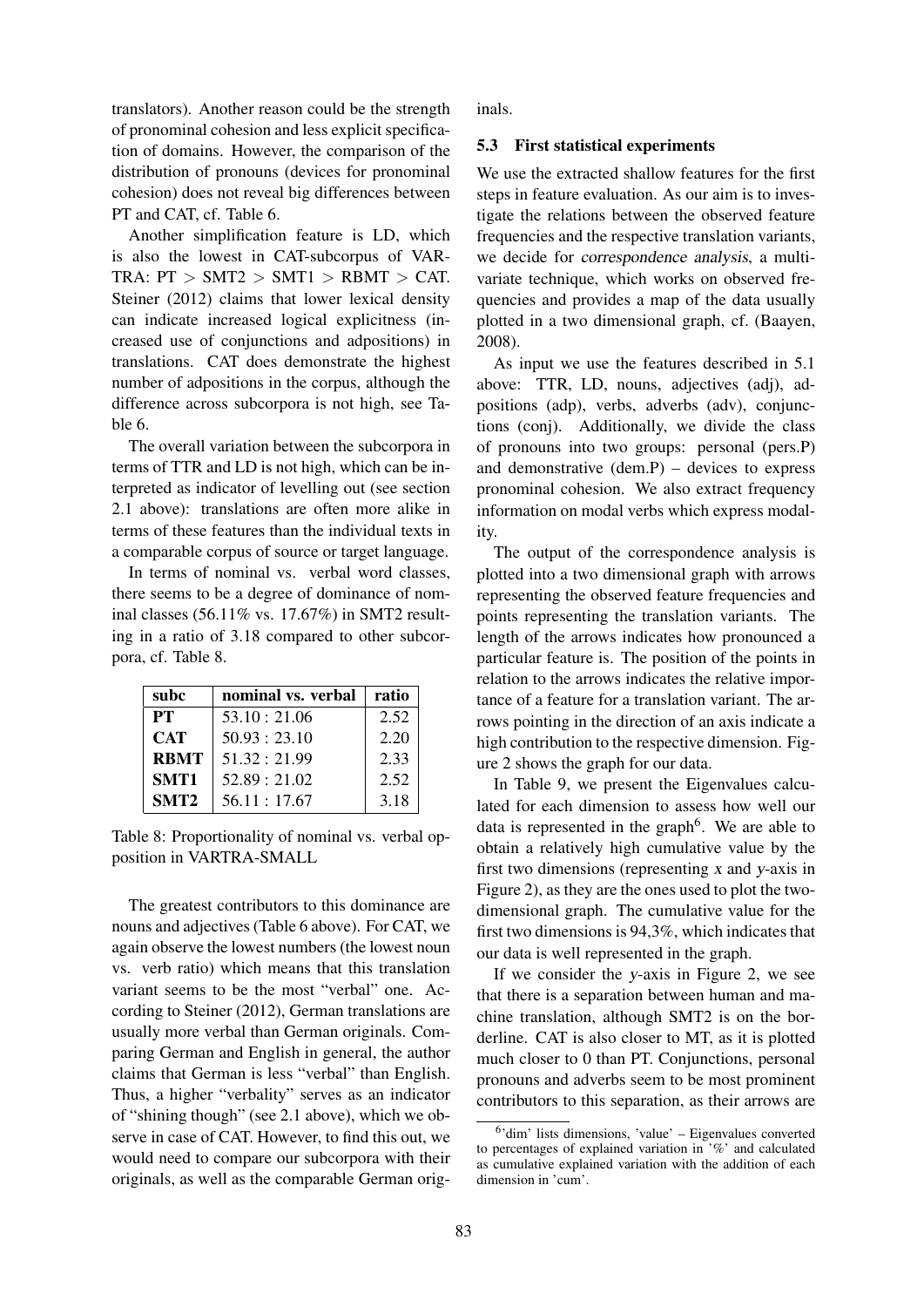translators). Another reason could be the strength of pronominal cohesion and less explicit specification of domains. However, the comparison of the distribution of pronouns (devices for pronominal cohesion) does not reveal big differences between PT and CAT, cf. Table 6.

Another simplification feature is LD, which is also the lowest in CAT-subcorpus of VARTRA: PT > SMT2 > SMT1 > RBMT > CAT. Steiner (2012) claims that lower lexical density can indicate increased logical explicitness (increased use of conjunctions and adpositions) in translations. CAT does demonstrate the highest number of adpositions in the corpus, although the difference across subcorpora is not high, see Table 6.

The overall variation between the subcorpora in terms of TTR and LD is not high, which can be interpreted as indicator of levelling out (see section 2.1 above): translations are often more alike in terms of these features than the individual texts in a comparable corpus of source or target language.

In terms of nominal vs. verbal word classes, there seems to be a degree of dominance of nominal classes (56.11% vs. 17.67%) in SMT2 resulting in a ratio of 3.18 compared to other subcorpora, cf. Table 8.

| subc | nominal vs. verbal | ratio |
|---|---|---|
| **PT** | 53.10 : 21.06 | 2.52 |
| **CAT** | 50.93 : 23.10 | 2.20 |
| **RBMT** | 51.32 : 21.99 | 2.33 |
| **SMT1** | 52.89 : 21.02 | 2.52 |
| **SMT2** | 56.11 : 17.67 | 3.18 |

Table 8: Proportionality of nominal vs. verbal opposition in VARTRA-SMALL

The greatest contributors to this dominance are nouns and adjectives (Table 6 above). For CAT, we again observe the lowest numbers (the lowest noun vs. verb ratio) which means that this translation variant seems to be the most "verbal" one. According to Steiner (2012), German translations are usually more verbal than German originals. Comparing German and English in general, the author claims that German is less "verbal" than English. Thus, a higher "verbality" serves as an indicator of "shining though" (see 2.1 above), which we observe in case of CAT. However, to find this out, we would need to compare our subcorpora with their originals, as well as the comparable German originals.

### 5.3 First statistical experiments

We use the extracted shallow features for the first steps in feature evaluation. As our aim is to investigate the relations between the observed feature frequencies and the respective translation variants, we decide for *correspondence analysis*, a multivariate technique, which works on observed frequencies and provides a map of the data usually plotted in a two dimensional graph, cf. (Baayen, 2008).

As input we use the features described in 5.1 above: TTR, LD, nouns, adjectives (adj), adpositions (adp), verbs, adverbs (adv), conjunctions (conj). Additionally, we divide the class of pronouns into two groups: personal (pers.P) and demonstrative (dem.P) – devices to express pronominal cohesion. We also extract frequency information on modal verbs which express modality.

The output of the correspondence analysis is plotted into a two dimensional graph with arrows representing the observed feature frequencies and points representing the translation variants. The length of the arrows indicates how pronounced a particular feature is. The position of the points in relation to the arrows indicates the relative importance of a feature for a translation variant. The arrows pointing in the direction of an axis indicate a high contribution to the respective dimension. Figure 2 shows the graph for our data.

In Table 9, we present the Eigenvalues calculated for each dimension to assess how well our data is represented in the graph[6]. We are able to obtain a relatively high cumulative value by the first two dimensions (representing *x* and *y*-axis in Figure 2), as they are the ones used to plot the two-dimensional graph. The cumulative value for the first two dimensions is 94,3%, which indicates that our data is well represented in the graph.

If we consider the *y*-axis in Figure 2, we see that there is a separation between human and machine translation, although SMT2 is on the borderline. CAT is also closer to MT, as it is plotted much closer to 0 than PT. Conjunctions, personal pronouns and adverbs seem to be most prominent contributors to this separation, as their arrows are

[6] 'dim' lists dimensions, 'value' – Eigenvalues converted to percentages of explained variation in '%' and calculated as cumulative explained variation with the addition of each dimension in 'cum'.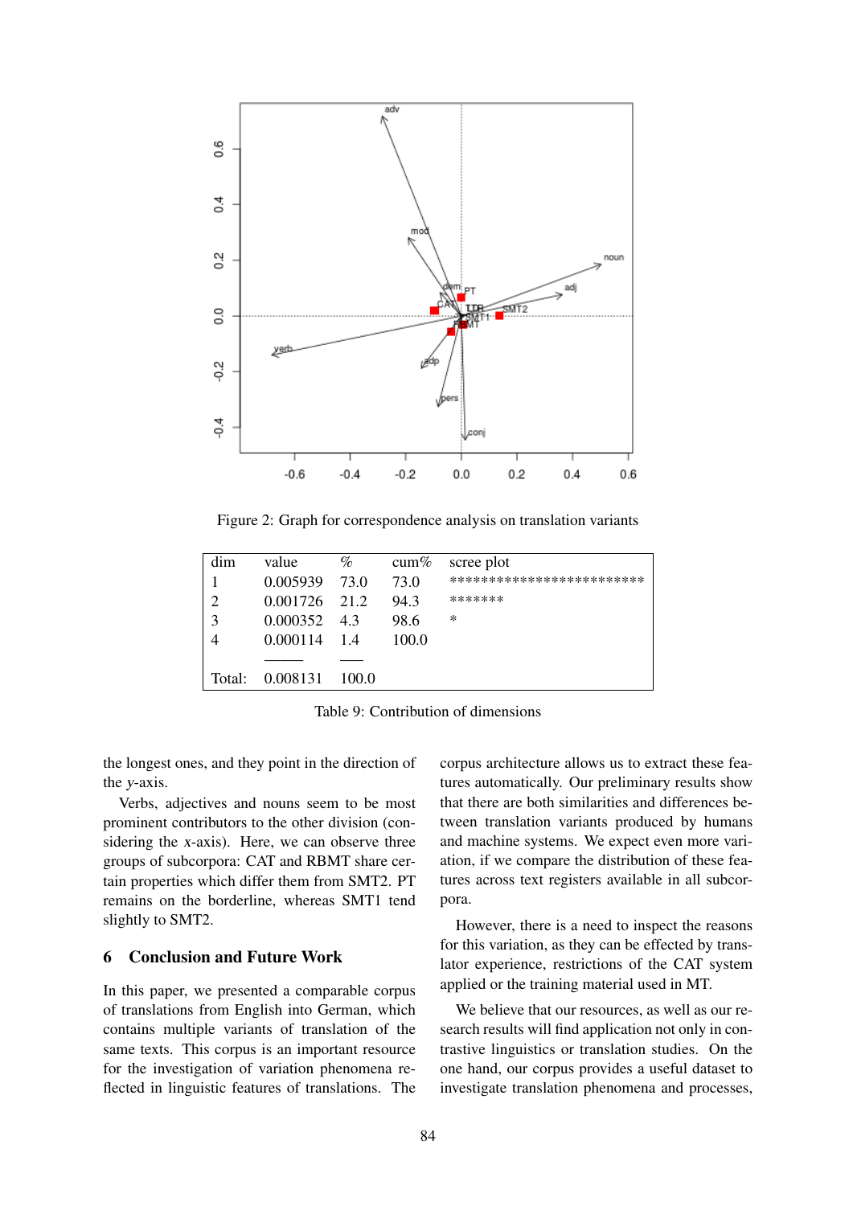0.6
0.4
0.2
0.0
-0.2
-0.4

-0.6 -0.4 -0.2 0.0 0.2 0.4 0.6

adv
mod
dem
PT
CAT
noun
adj
SMT2
LDR
SMT1
RBMT
verb
adp
pers
conj

Figure 2: Graph for correspondence analysis on translation variants

| dim | value | % | cum% | scree plot |
|---|---|---|---|---|
| 1 | 0.005939 | 73.0 | 73.0 | ************************ |
| 2 | 0.001726 | 21.2 | 94.3 | ******* |
| 3 | 0.000352 | 4.3 | 98.6 | * |
| 4 | 0.000114 | 1.4 | 100.0 | |
| | ——— | —— | | |
| Total: | 0.008131 | 100.0 | | |

Table 9: Contribution of dimensions

the longest ones, and they point in the direction of the *y*-axis.

Verbs, adjectives and nouns seem to be most prominent contributors to the other division (considering the *x*-axis). Here, we can observe three groups of subcorpora: CAT and RBMT share certain properties which differ them from SMT2. PT remains on the borderline, whereas SMT1 tend slightly to SMT2.

## 6 Conclusion and Future Work

In this paper, we presented a comparable corpus of translations from English into German, which contains multiple variants of translation of the same texts. This corpus is an important resource for the investigation of variation phenomena reflected in linguistic features of translations. The corpus architecture allows us to extract these features automatically. Our preliminary results show that there are both similarities and differences between translation variants produced by humans and machine systems. We expect even more variation, if we compare the distribution of these features across text registers available in all subcorpora.

However, there is a need to inspect the reasons for this variation, as they can be effected by translator experience, restrictions of the CAT system applied or the training material used in MT.

We believe that our resources, as well as our research results will find application not only in contrastive linguistics or translation studies. On the one hand, our corpus provides a useful dataset to investigate translation phenomena and processes,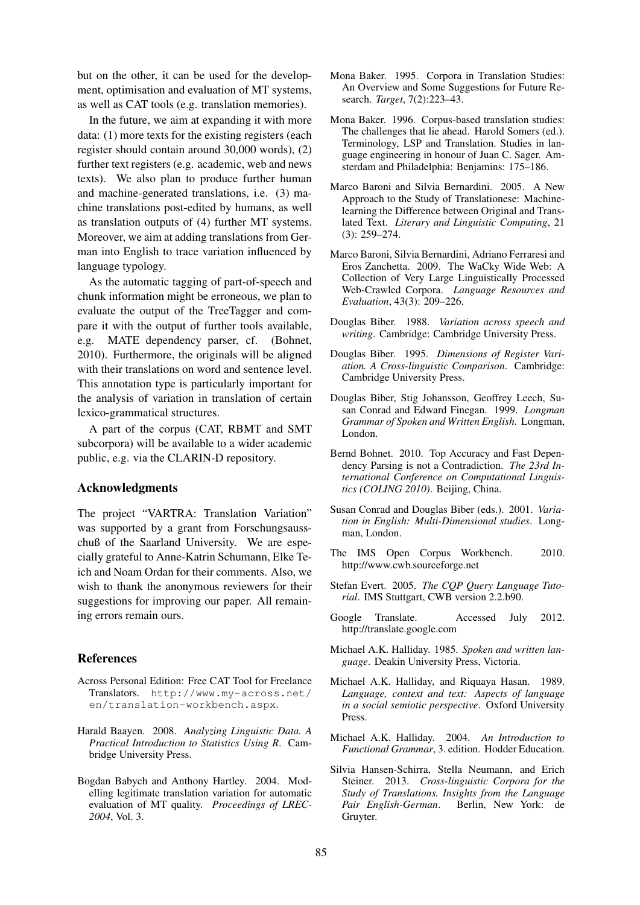but on the other, it can be used for the development, optimisation and evaluation of MT systems, as well as CAT tools (e.g. translation memories).

In the future, we aim at expanding it with more data: (1) more texts for the existing registers (each register should contain around 30,000 words), (2) further text registers (e.g. academic, web and news texts). We also plan to produce further human and machine-generated translations, i.e. (3) machine translations post-edited by humans, as well as translation outputs of (4) further MT systems. Moreover, we aim at adding translations from German into English to trace variation influenced by language typology.

As the automatic tagging of part-of-speech and chunk information might be erroneous, we plan to evaluate the output of the TreeTagger and compare it with the output of further tools available, e.g. MATE dependency parser, cf. (Bohnet, 2010). Furthermore, the originals will be aligned with their translations on word and sentence level. This annotation type is particularly important for the analysis of variation in translation of certain lexico-grammatical structures.

A part of the corpus (CAT, RBMT and SMT subcorpora) will be available to a wider academic public, e.g. via the CLARIN-D repository.

## Acknowledgments

The project "VARTRA: Translation Variation" was supported by a grant from Forschungsausschuß of the Saarland University. We are especially grateful to Anne-Katrin Schumann, Elke Teich and Noam Ordan for their comments. Also, we wish to thank the anonymous reviewers for their suggestions for improving our paper. All remaining errors remain ours.

## References

Across Personal Edition: Free CAT Tool for Freelance Translators. http://www.my-across.net/en/translation-workbench.aspx.

Harald Baayen. 2008. *Analyzing Linguistic Data. A Practical Introduction to Statistics Using R*. Cambridge University Press.

Bogdan Babych and Anthony Hartley. 2004. Modelling legitimate translation variation for automatic evaluation of MT quality. *Proceedings of LREC-2004*, Vol. 3.

Mona Baker. 1995. Corpora in Translation Studies: An Overview and Some Suggestions for Future Research. *Target*, 7(2):223–43.

Mona Baker. 1996. Corpus-based translation studies: The challenges that lie ahead. Harold Somers (ed.). Terminology, LSP and Translation. Studies in language engineering in honour of Juan C. Sager. Amsterdam and Philadelphia: Benjamins: 175–186.

Marco Baroni and Silvia Bernardini. 2005. A New Approach to the Study of Translationese: Machine-learning the Difference between Original and Translated Text. *Literary and Linguistic Computing*, 21 (3): 259–274.

Marco Baroni, Silvia Bernardini, Adriano Ferraresi and Eros Zanchetta. 2009. The WaCky Wide Web: A Collection of Very Large Linguistically Processed Web-Crawled Corpora. *Language Resources and Evaluation*, 43(3): 209–226.

Douglas Biber. 1988. *Variation across speech and writing*. Cambridge: Cambridge University Press.

Douglas Biber. 1995. *Dimensions of Register Variation. A Cross-linguistic Comparison*. Cambridge: Cambridge University Press.

Douglas Biber, Stig Johansson, Geoffrey Leech, Susan Conrad and Edward Finegan. 1999. *Longman Grammar of Spoken and Written English*. Longman, London.

Bernd Bohnet. 2010. Top Accuracy and Fast Dependency Parsing is not a Contradiction. *The 23rd International Conference on Computational Linguistics (COLING 2010)*. Beijing, China.

Susan Conrad and Douglas Biber (eds.). 2001. *Variation in English: Multi-Dimensional studies*. Longman, London.

The IMS Open Corpus Workbench. 2010. http://www.cwb.sourceforge.net

Stefan Evert. 2005. *The CQP Query Language Tutorial*. IMS Stuttgart, CWB version 2.2.b90.

Google Translate. Accessed July 2012. http://translate.google.com

Michael A.K. Halliday. 1985. *Spoken and written language*. Deakin University Press, Victoria.

Michael A.K. Halliday, and Riquaya Hasan. 1989. *Language, context and text: Aspects of language in a social semiotic perspective*. Oxford University Press.

Michael A.K. Halliday. 2004. *An Introduction to Functional Grammar*, 3. edition. Hodder Education.

Silvia Hansen-Schirra, Stella Neumann, and Erich Steiner. 2013. *Cross-linguistic Corpora for the Study of Translations. Insights from the Language Pair English-German*. Berlin, New York: de Gruyter.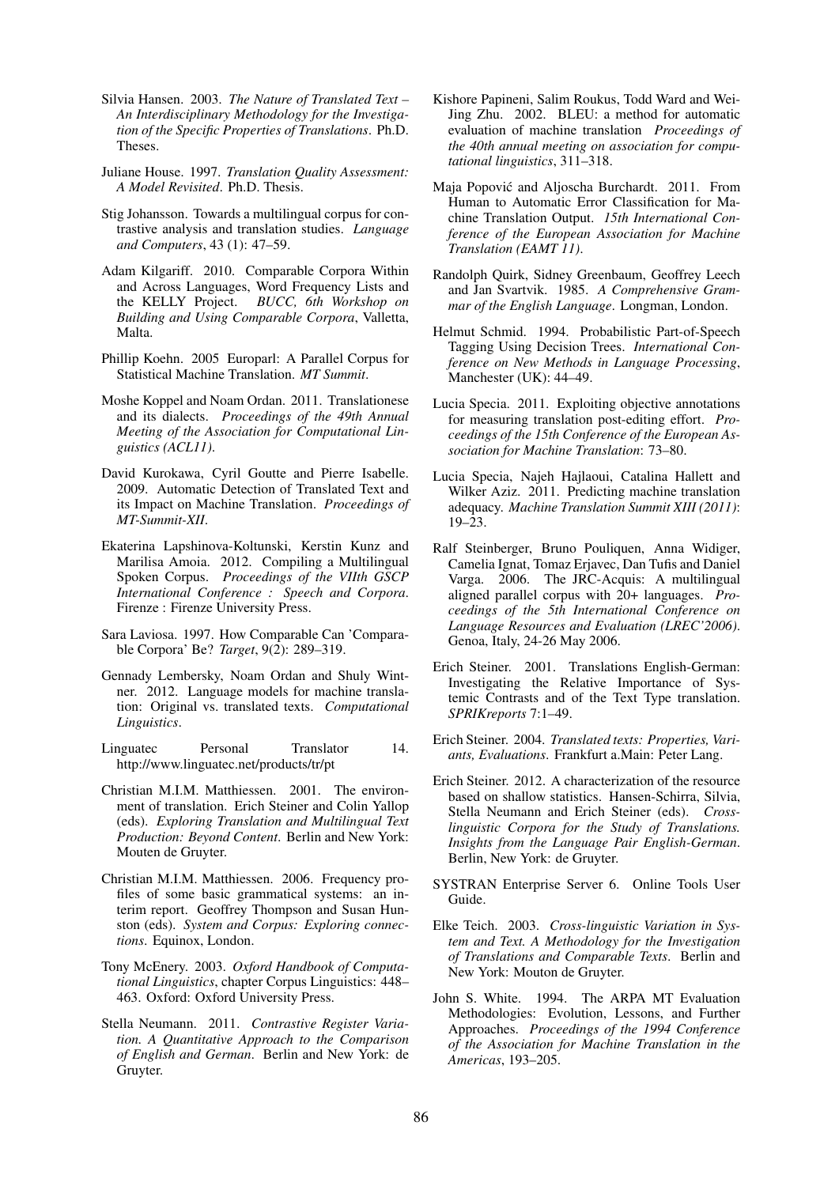Silvia Hansen. 2003. *The Nature of Translated Text – An Interdisciplinary Methodology for the Investigation of the Specific Properties of Translations*. Ph.D. Theses.

Juliane House. 1997. *Translation Quality Assessment: A Model Revisited*. Ph.D. Thesis.

Stig Johansson. Towards a multilingual corpus for contrastive analysis and translation studies. *Language and Computers*, 43 (1): 47–59.

Adam Kilgariff. 2010. Comparable Corpora Within and Across Languages, Word Frequency Lists and the KELLY Project. *BUCC, 6th Workshop on Building and Using Comparable Corpora*, Valletta, Malta.

Phillip Koehn. 2005 Europarl: A Parallel Corpus for Statistical Machine Translation. *MT Summit*.

Moshe Koppel and Noam Ordan. 2011. Translationese and its dialects. *Proceedings of the 49th Annual Meeting of the Association for Computational Linguistics (ACL11)*.

David Kurokawa, Cyril Goutte and Pierre Isabelle. 2009. Automatic Detection of Translated Text and its Impact on Machine Translation. *Proceedings of MT-Summit-XII*.

Ekaterina Lapshinova-Koltunski, Kerstin Kunz and Marilisa Amoia. 2012. Compiling a Multilingual Spoken Corpus. *Proceedings of the VIIth GSCP International Conference : Speech and Corpora*. Firenze : Firenze University Press.

Sara Laviosa. 1997. How Comparable Can 'Comparable Corpora' Be? *Target*, 9(2): 289–319.

Gennady Lembersky, Noam Ordan and Shuly Wintner. 2012. Language models for machine translation: Original vs. translated texts. *Computational Linguistics*.

Linguatec Personal Translator 14. http://www.linguatec.net/products/tr/pt

Christian M.I.M. Matthiessen. 2001. The environment of translation. Erich Steiner and Colin Yallop (eds). *Exploring Translation and Multilingual Text Production: Beyond Content*. Berlin and New York: Mouten de Gruyter.

Christian M.I.M. Matthiessen. 2006. Frequency profiles of some basic grammatical systems: an interim report. Geoffrey Thompson and Susan Hunston (eds). *System and Corpus: Exploring connections*. Equinox, London.

Tony McEnery. 2003. *Oxford Handbook of Computational Linguistics*, chapter Corpus Linguistics: 448–463. Oxford: Oxford University Press.

Stella Neumann. 2011. *Contrastive Register Variation. A Quantitative Approach to the Comparison of English and German*. Berlin and New York: de Gruyter.

Kishore Papineni, Salim Roukus, Todd Ward and Wei-Jing Zhu. 2002. BLEU: a method for automatic evaluation of machine translation *Proceedings of the 40th annual meeting on association for computational linguistics*, 311–318.

Maja Popović and Aljoscha Burchardt. 2011. From Human to Automatic Error Classification for Machine Translation Output. *15th International Conference of the European Association for Machine Translation (EAMT 11)*.

Randolph Quirk, Sidney Greenbaum, Geoffrey Leech and Jan Svartvik. 1985. *A Comprehensive Grammar of the English Language*. Longman, London.

Helmut Schmid. 1994. Probabilistic Part-of-Speech Tagging Using Decision Trees. *International Conference on New Methods in Language Processing*, Manchester (UK): 44–49.

Lucia Specia. 2011. Exploiting objective annotations for measuring translation post-editing effort. *Proceedings of the 15th Conference of the European Association for Machine Translation*: 73–80.

Lucia Specia, Najeh Hajlaoui, Catalina Hallett and Wilker Aziz. 2011. Predicting machine translation adequacy. *Machine Translation Summit XIII (2011)*: 19–23.

Ralf Steinberger, Bruno Pouliquen, Anna Widiger, Camelia Ignat, Tomaz Erjavec, Dan Tufis and Daniel Varga. 2006. The JRC-Acquis: A multilingual aligned parallel corpus with 20+ languages. *Proceedings of the 5th International Conference on Language Resources and Evaluation (LREC'2006)*. Genoa, Italy, 24-26 May 2006.

Erich Steiner. 2001. Translations English-German: Investigating the Relative Importance of Systemic Contrasts and of the Text Type translation. *SPRIKreports* 7:1–49.

Erich Steiner. 2004. *Translated texts: Properties, Variants, Evaluations*. Frankfurt a.Main: Peter Lang.

Erich Steiner. 2012. A characterization of the resource based on shallow statistics. Hansen-Schirra, Silvia, Stella Neumann and Erich Steiner (eds). *Cross-linguistic Corpora for the Study of Translations. Insights from the Language Pair English-German*. Berlin, New York: de Gruyter.

SYSTRAN Enterprise Server 6. Online Tools User Guide.

Elke Teich. 2003. *Cross-linguistic Variation in System and Text. A Methodology for the Investigation of Translations and Comparable Texts*. Berlin and New York: Mouton de Gruyter.

John S. White. 1994. The ARPA MT Evaluation Methodologies: Evolution, Lessons, and Further Approaches. *Proceedings of the 1994 Conference of the Association for Machine Translation in the Americas*, 193–205.